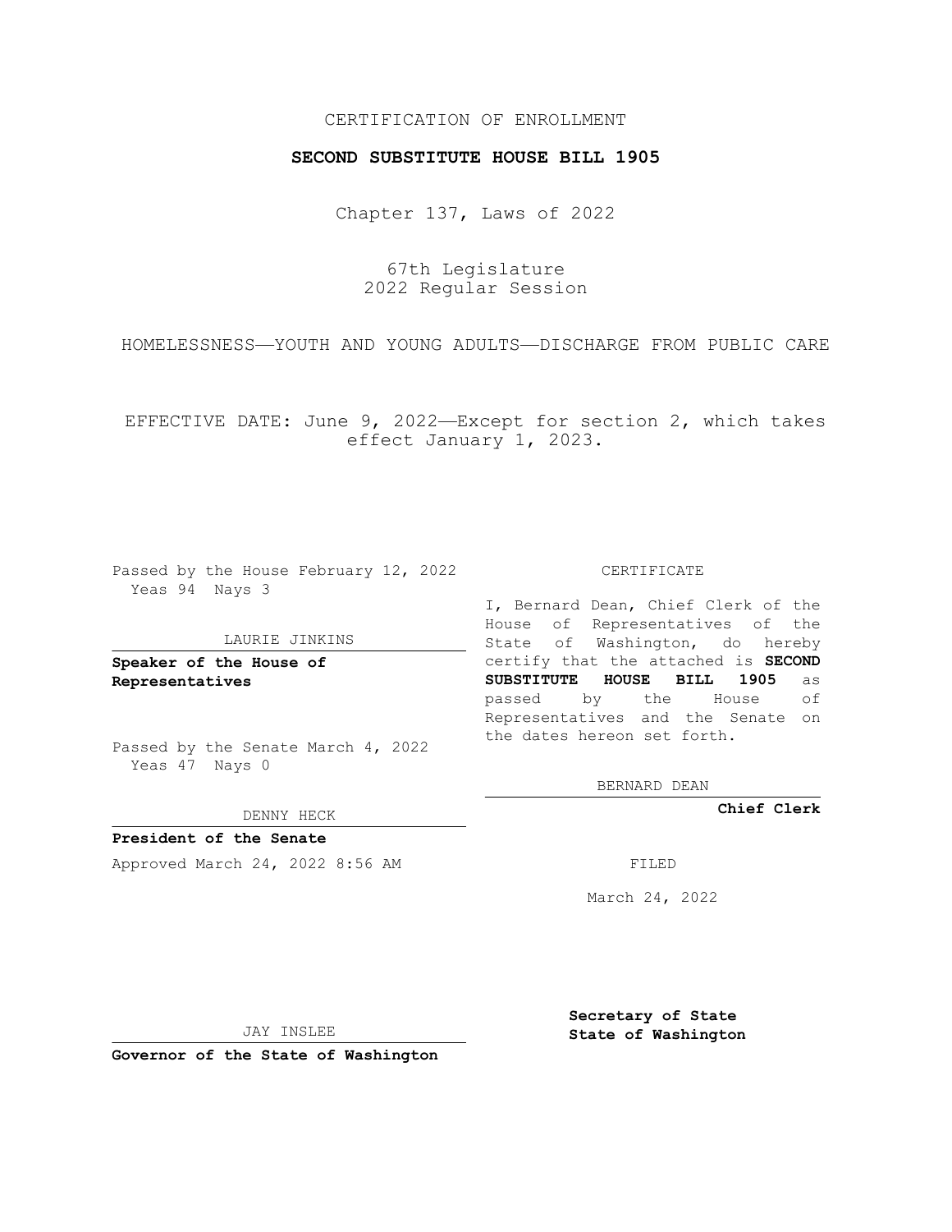CERTIFICATION OF ENROLLMENT

**SECOND SUBSTITUTE HOUSE BILL 1905**

Chapter 137, Laws of 2022

67th Legislature
2022 Regular Session

HOMELESSNESS—YOUTH AND YOUNG ADULTS—DISCHARGE FROM PUBLIC CARE

EFFECTIVE DATE: June 9, 2022—Except for section 2, which takes effect January 1, 2023.

Passed by the House February 12, 2022
Yeas 94 Nays 3

LAURIE JINKINS

**Speaker of the House of Representatives**

Passed by the Senate March 4, 2022
Yeas 47 Nays 0

DENNY HECK

**President of the Senate**

Approved March 24, 2022 8:56 AM

JAY INSLEE

**Governor of the State of Washington**

CERTIFICATE

I, Bernard Dean, Chief Clerk of the House of Representatives of the State of Washington, do hereby certify that the attached is **SECOND SUBSTITUTE HOUSE BILL 1905** as passed by the House of Representatives and the Senate on the dates hereon set forth.

BERNARD DEAN

**Chief Clerk**

FILED

March 24, 2022

**Secretary of State
State of Washington**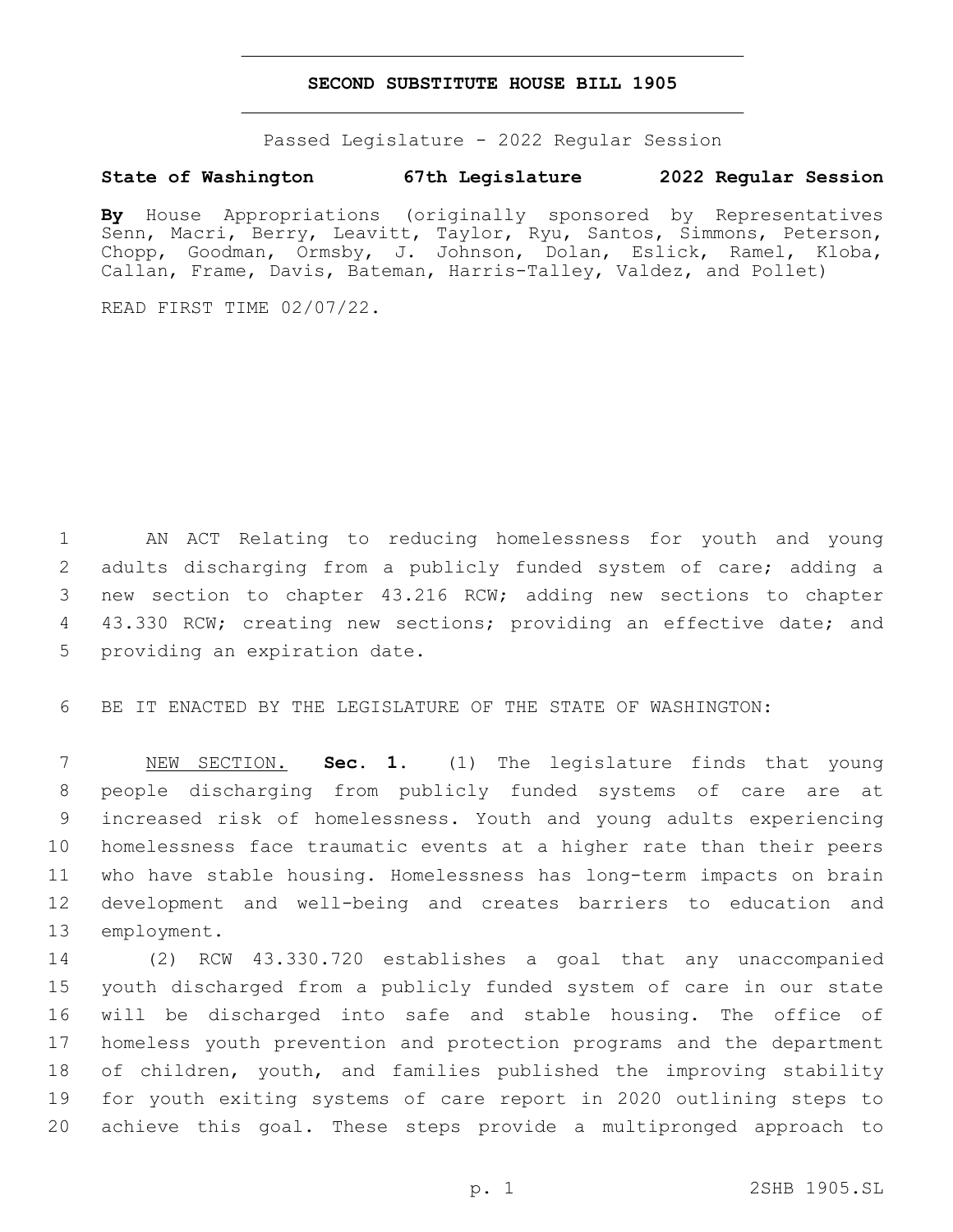# SECOND SUBSTITUTE HOUSE BILL 1905

Passed Legislature - 2022 Regular Session

**State of Washington 67th Legislature 2022 Regular Session**

**By** House Appropriations (originally sponsored by Representatives Senn, Macri, Berry, Leavitt, Taylor, Ryu, Santos, Simmons, Peterson, Chopp, Goodman, Ormsby, J. Johnson, Dolan, Eslick, Ramel, Kloba, Callan, Frame, Davis, Bateman, Harris-Talley, Valdez, and Pollet)

READ FIRST TIME 02/07/22.

AN ACT Relating to reducing homelessness for youth and young adults discharging from a publicly funded system of care; adding a new section to chapter 43.216 RCW; adding new sections to chapter 43.330 RCW; creating new sections; providing an effective date; and providing an expiration date.

BE IT ENACTED BY THE LEGISLATURE OF THE STATE OF WASHINGTON:

NEW SECTION. **Sec. 1.** (1) The legislature finds that young people discharging from publicly funded systems of care are at increased risk of homelessness. Youth and young adults experiencing homelessness face traumatic events at a higher rate than their peers who have stable housing. Homelessness has long-term impacts on brain development and well-being and creates barriers to education and employment.

(2) RCW 43.330.720 establishes a goal that any unaccompanied youth discharged from a publicly funded system of care in our state will be discharged into safe and stable housing. The office of homeless youth prevention and protection programs and the department of children, youth, and families published the improving stability for youth exiting systems of care report in 2020 outlining steps to achieve this goal. These steps provide a multipronged approach to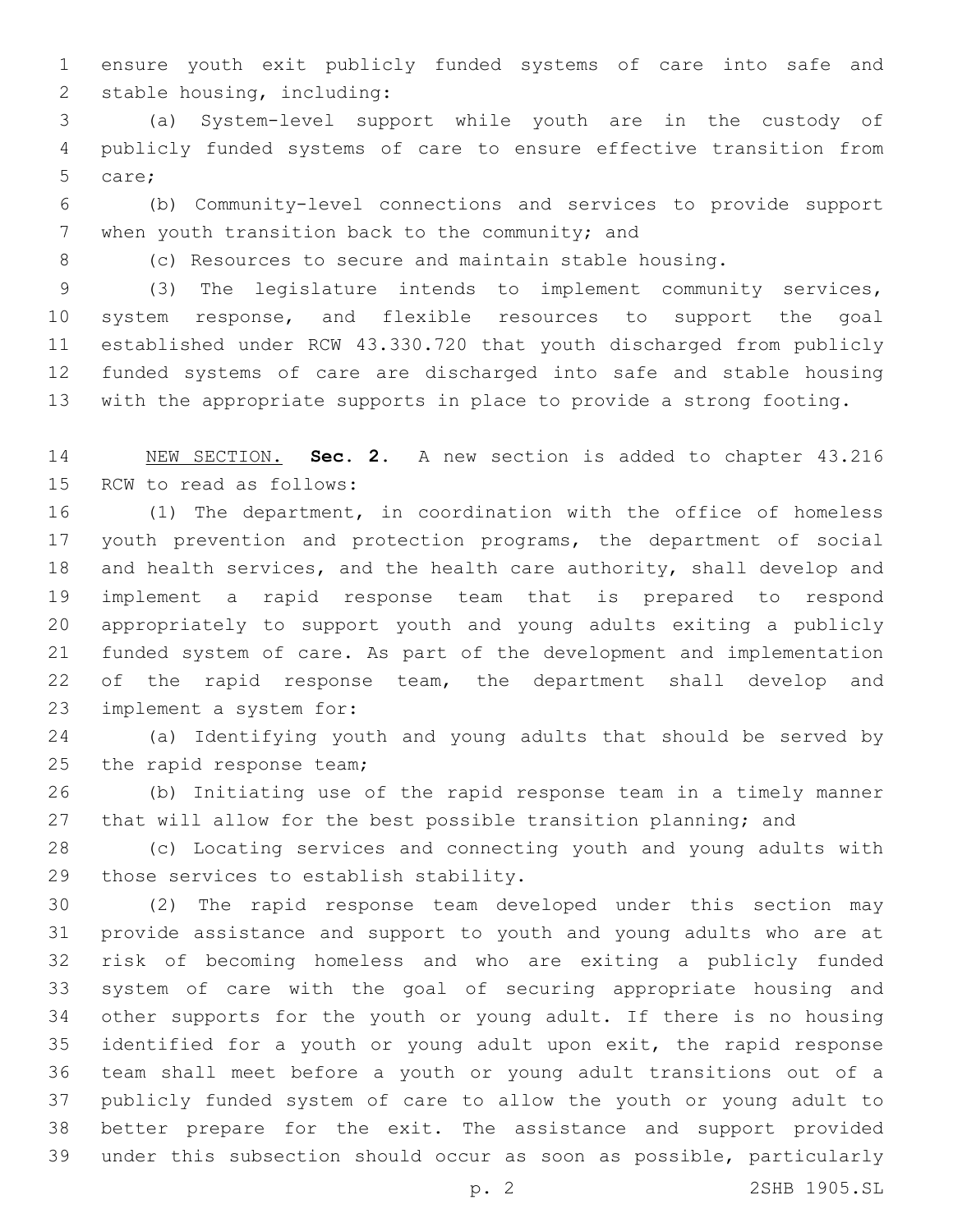ensure youth exit publicly funded systems of care into safe and stable housing, including:

(a) System-level support while youth are in the custody of publicly funded systems of care to ensure effective transition from care;

(b) Community-level connections and services to provide support when youth transition back to the community; and

(c) Resources to secure and maintain stable housing.

(3) The legislature intends to implement community services, system response, and flexible resources to support the goal established under RCW 43.330.720 that youth discharged from publicly funded systems of care are discharged into safe and stable housing with the appropriate supports in place to provide a strong footing.

NEW SECTION. **Sec. 2.** A new section is added to chapter 43.216 RCW to read as follows:

(1) The department, in coordination with the office of homeless youth prevention and protection programs, the department of social and health services, and the health care authority, shall develop and implement a rapid response team that is prepared to respond appropriately to support youth and young adults exiting a publicly funded system of care. As part of the development and implementation of the rapid response team, the department shall develop and implement a system for:

(a) Identifying youth and young adults that should be served by the rapid response team;

(b) Initiating use of the rapid response team in a timely manner that will allow for the best possible transition planning; and

(c) Locating services and connecting youth and young adults with those services to establish stability.

(2) The rapid response team developed under this section may provide assistance and support to youth and young adults who are at risk of becoming homeless and who are exiting a publicly funded system of care with the goal of securing appropriate housing and other supports for the youth or young adult. If there is no housing identified for a youth or young adult upon exit, the rapid response team shall meet before a youth or young adult transitions out of a publicly funded system of care to allow the youth or young adult to better prepare for the exit. The assistance and support provided under this subsection should occur as soon as possible, particularly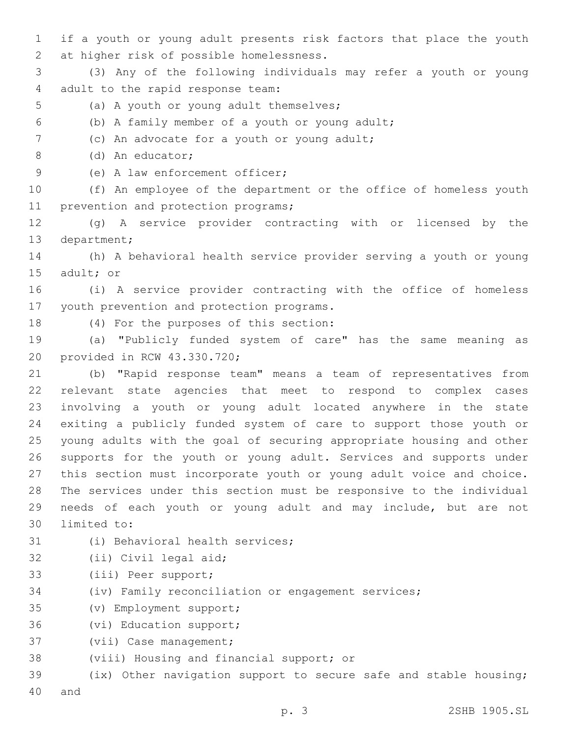if a youth or young adult presents risk factors that place the youth at higher risk of possible homelessness.

(3) Any of the following individuals may refer a youth or young adult to the rapid response team:

(a) A youth or young adult themselves;

(b) A family member of a youth or young adult;

(c) An advocate for a youth or young adult;

(d) An educator;

(e) A law enforcement officer;

(f) An employee of the department or the office of homeless youth prevention and protection programs;

(g) A service provider contracting with or licensed by the department;

(h) A behavioral health service provider serving a youth or young adult; or

(i) A service provider contracting with the office of homeless youth prevention and protection programs.

(4) For the purposes of this section:

(a) "Publicly funded system of care" has the same meaning as provided in RCW 43.330.720;

(b) "Rapid response team" means a team of representatives from relevant state agencies that meet to respond to complex cases involving a youth or young adult located anywhere in the state exiting a publicly funded system of care to support those youth or young adults with the goal of securing appropriate housing and other supports for the youth or young adult. Services and supports under this section must incorporate youth or young adult voice and choice. The services under this section must be responsive to the individual needs of each youth or young adult and may include, but are not limited to:

(i) Behavioral health services;

(ii) Civil legal aid;

(iii) Peer support;

(iv) Family reconciliation or engagement services;

(v) Employment support;

(vi) Education support;

(vii) Case management;

(viii) Housing and financial support; or

(ix) Other navigation support to secure safe and stable housing; and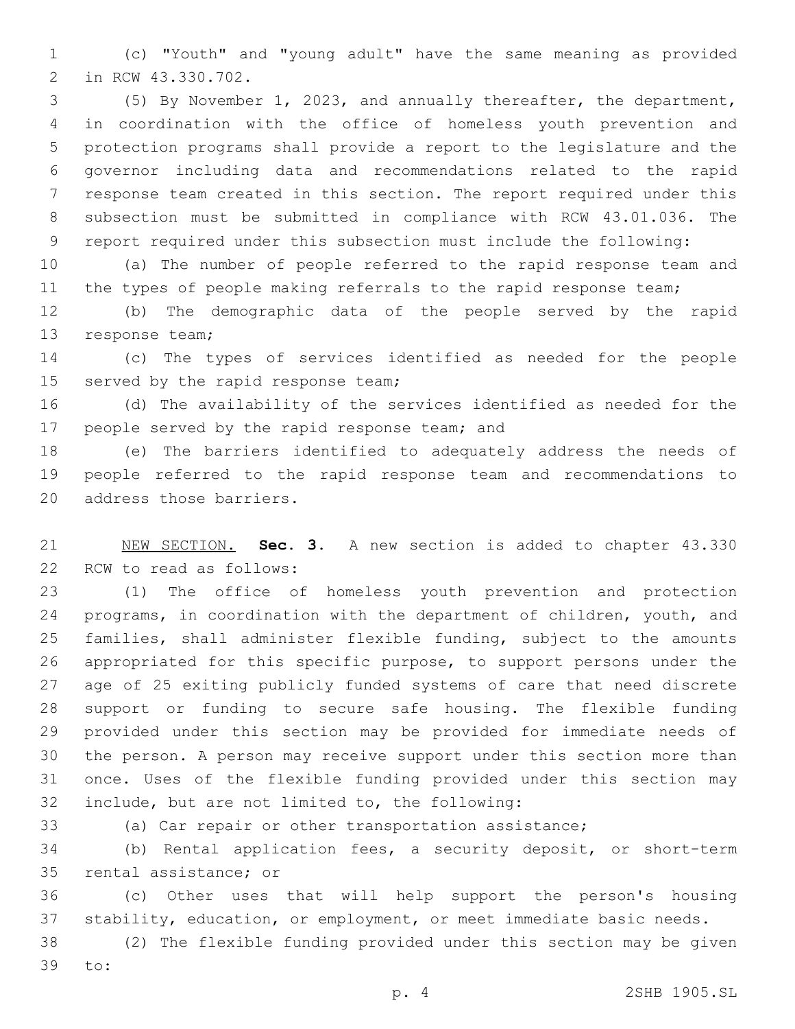(c) "Youth" and "young adult" have the same meaning as provided in RCW 43.330.702.

(5) By November 1, 2023, and annually thereafter, the department, in coordination with the office of homeless youth prevention and protection programs shall provide a report to the legislature and the governor including data and recommendations related to the rapid response team created in this section. The report required under this subsection must be submitted in compliance with RCW 43.01.036. The report required under this subsection must include the following:

(a) The number of people referred to the rapid response team and the types of people making referrals to the rapid response team;

(b) The demographic data of the people served by the rapid response team;

(c) The types of services identified as needed for the people served by the rapid response team;

(d) The availability of the services identified as needed for the people served by the rapid response team; and

(e) The barriers identified to adequately address the needs of people referred to the rapid response team and recommendations to address those barriers.

NEW SECTION. **Sec. 3.** A new section is added to chapter 43.330 RCW to read as follows:

(1) The office of homeless youth prevention and protection programs, in coordination with the department of children, youth, and families, shall administer flexible funding, subject to the amounts appropriated for this specific purpose, to support persons under the age of 25 exiting publicly funded systems of care that need discrete support or funding to secure safe housing. The flexible funding provided under this section may be provided for immediate needs of the person. A person may receive support under this section more than once. Uses of the flexible funding provided under this section may include, but are not limited to, the following:

(a) Car repair or other transportation assistance;

(b) Rental application fees, a security deposit, or short-term rental assistance; or

(c) Other uses that will help support the person's housing stability, education, or employment, or meet immediate basic needs.

(2) The flexible funding provided under this section may be given to: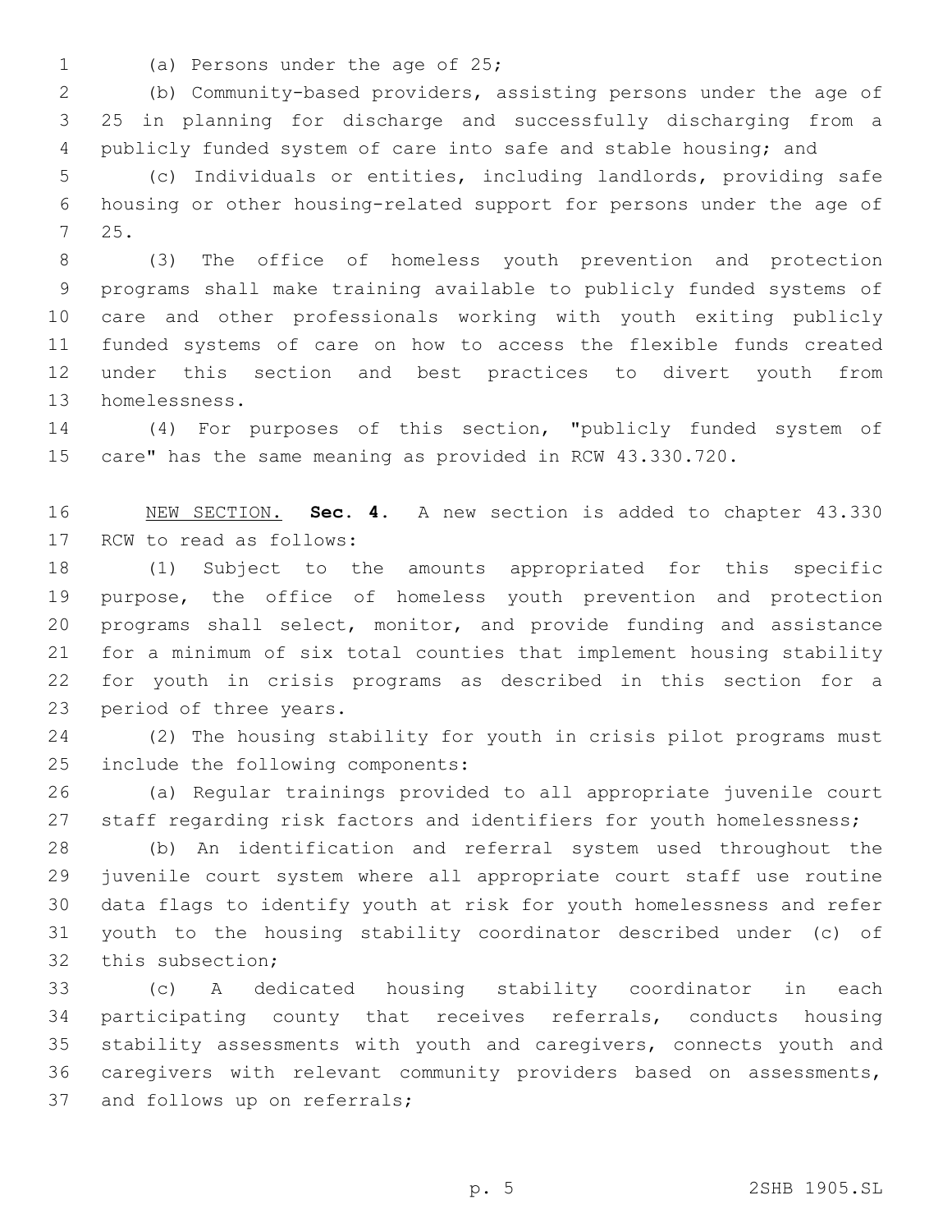(a) Persons under the age of 25;

(b) Community-based providers, assisting persons under the age of 25 in planning for discharge and successfully discharging from a publicly funded system of care into safe and stable housing; and

(c) Individuals or entities, including landlords, providing safe housing or other housing-related support for persons under the age of 25.

(3) The office of homeless youth prevention and protection programs shall make training available to publicly funded systems of care and other professionals working with youth exiting publicly funded systems of care on how to access the flexible funds created under this section and best practices to divert youth from homelessness.

(4) For purposes of this section, "publicly funded system of care" has the same meaning as provided in RCW 43.330.720.

NEW SECTION. **Sec. 4.** A new section is added to chapter 43.330 RCW to read as follows:

(1) Subject to the amounts appropriated for this specific purpose, the office of homeless youth prevention and protection programs shall select, monitor, and provide funding and assistance for a minimum of six total counties that implement housing stability for youth in crisis programs as described in this section for a period of three years.

(2) The housing stability for youth in crisis pilot programs must include the following components:

(a) Regular trainings provided to all appropriate juvenile court staff regarding risk factors and identifiers for youth homelessness;

(b) An identification and referral system used throughout the juvenile court system where all appropriate court staff use routine data flags to identify youth at risk for youth homelessness and refer youth to the housing stability coordinator described under (c) of this subsection;

(c) A dedicated housing stability coordinator in each participating county that receives referrals, conducts housing stability assessments with youth and caregivers, connects youth and caregivers with relevant community providers based on assessments, and follows up on referrals;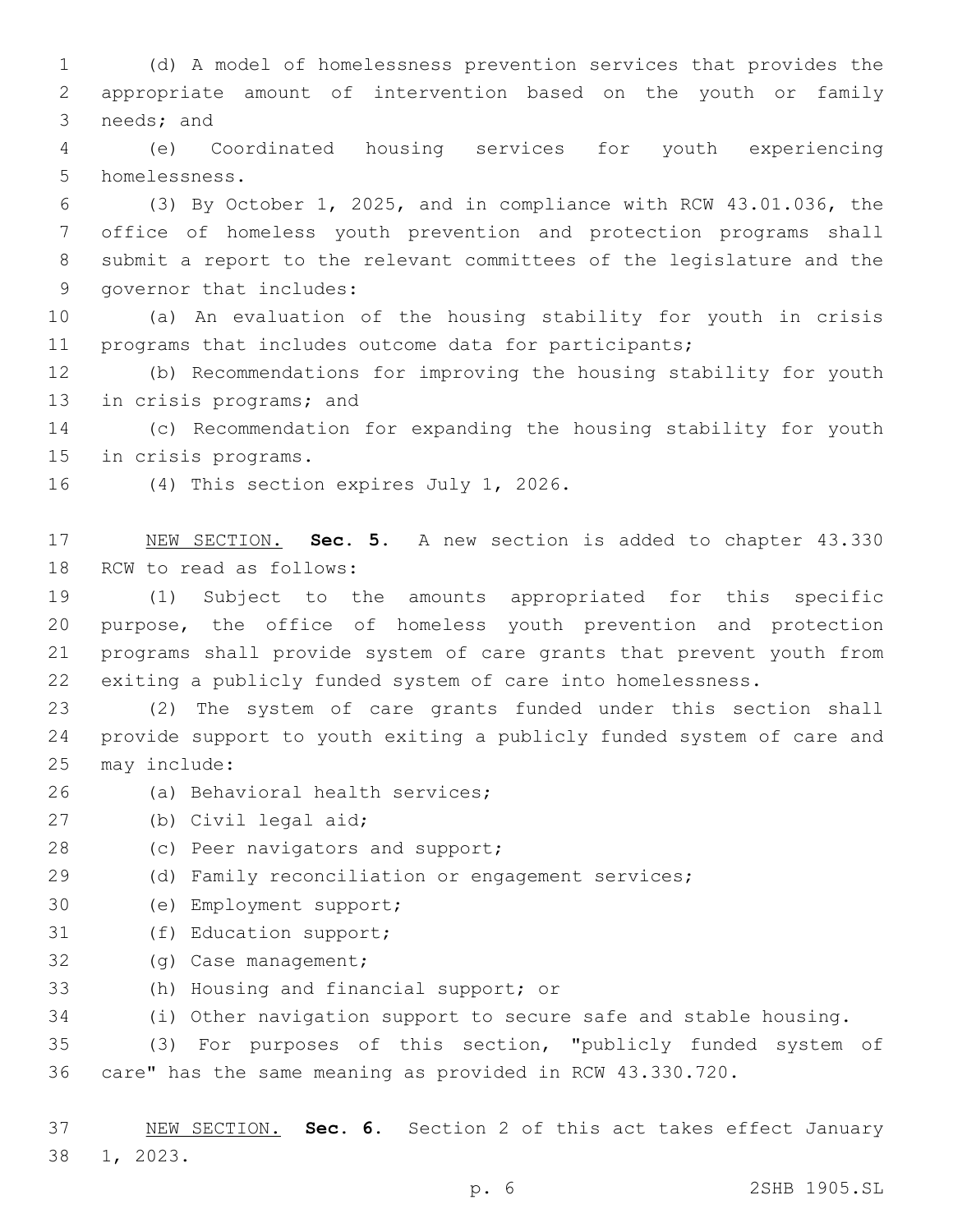(d) A model of homelessness prevention services that provides the appropriate amount of intervention based on the youth or family needs; and

(e) Coordinated housing services for youth experiencing homelessness.

(3) By October 1, 2025, and in compliance with RCW 43.01.036, the office of homeless youth prevention and protection programs shall submit a report to the relevant committees of the legislature and the governor that includes:

(a) An evaluation of the housing stability for youth in crisis programs that includes outcome data for participants;

(b) Recommendations for improving the housing stability for youth in crisis programs; and

(c) Recommendation for expanding the housing stability for youth in crisis programs.

(4) This section expires July 1, 2026.

NEW SECTION. **Sec. 5.** A new section is added to chapter 43.330 RCW to read as follows:

(1) Subject to the amounts appropriated for this specific purpose, the office of homeless youth prevention and protection programs shall provide system of care grants that prevent youth from exiting a publicly funded system of care into homelessness.

(2) The system of care grants funded under this section shall provide support to youth exiting a publicly funded system of care and may include:

(a) Behavioral health services;

(b) Civil legal aid;

(c) Peer navigators and support;

(d) Family reconciliation or engagement services;

(e) Employment support;

(f) Education support;

(g) Case management;

(h) Housing and financial support; or

(i) Other navigation support to secure safe and stable housing.

(3) For purposes of this section, "publicly funded system of care" has the same meaning as provided in RCW 43.330.720.

NEW SECTION. **Sec. 6.** Section 2 of this act takes effect January 1, 2023.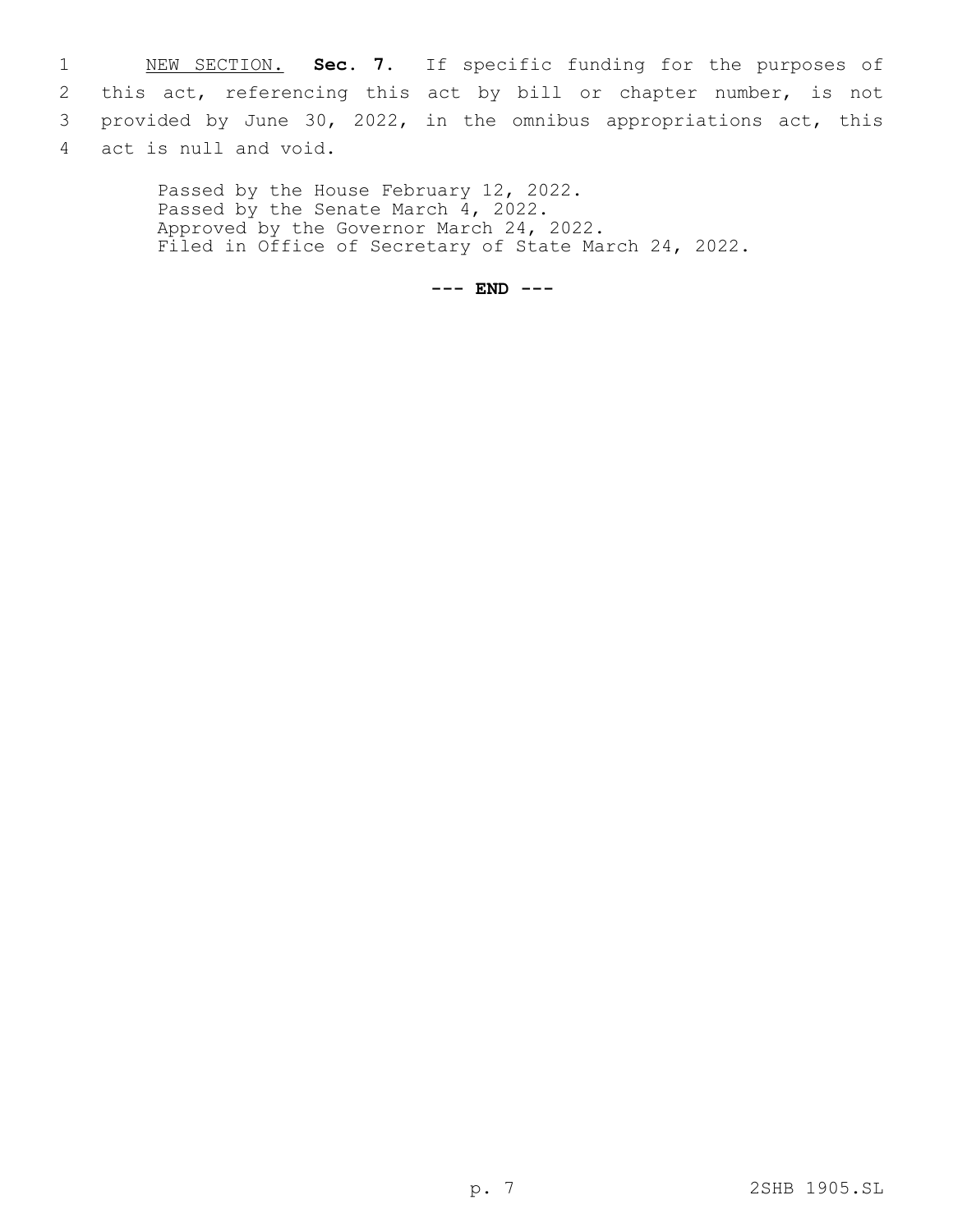NEW SECTION. **Sec. 7.** If specific funding for the purposes of this act, referencing this act by bill or chapter number, is not provided by June 30, 2022, in the omnibus appropriations act, this act is null and void.

Passed by the House February 12, 2022.
Passed by the Senate March 4, 2022.
Approved by the Governor March 24, 2022.
Filed in Office of Secretary of State March 24, 2022.

**--- END ---**